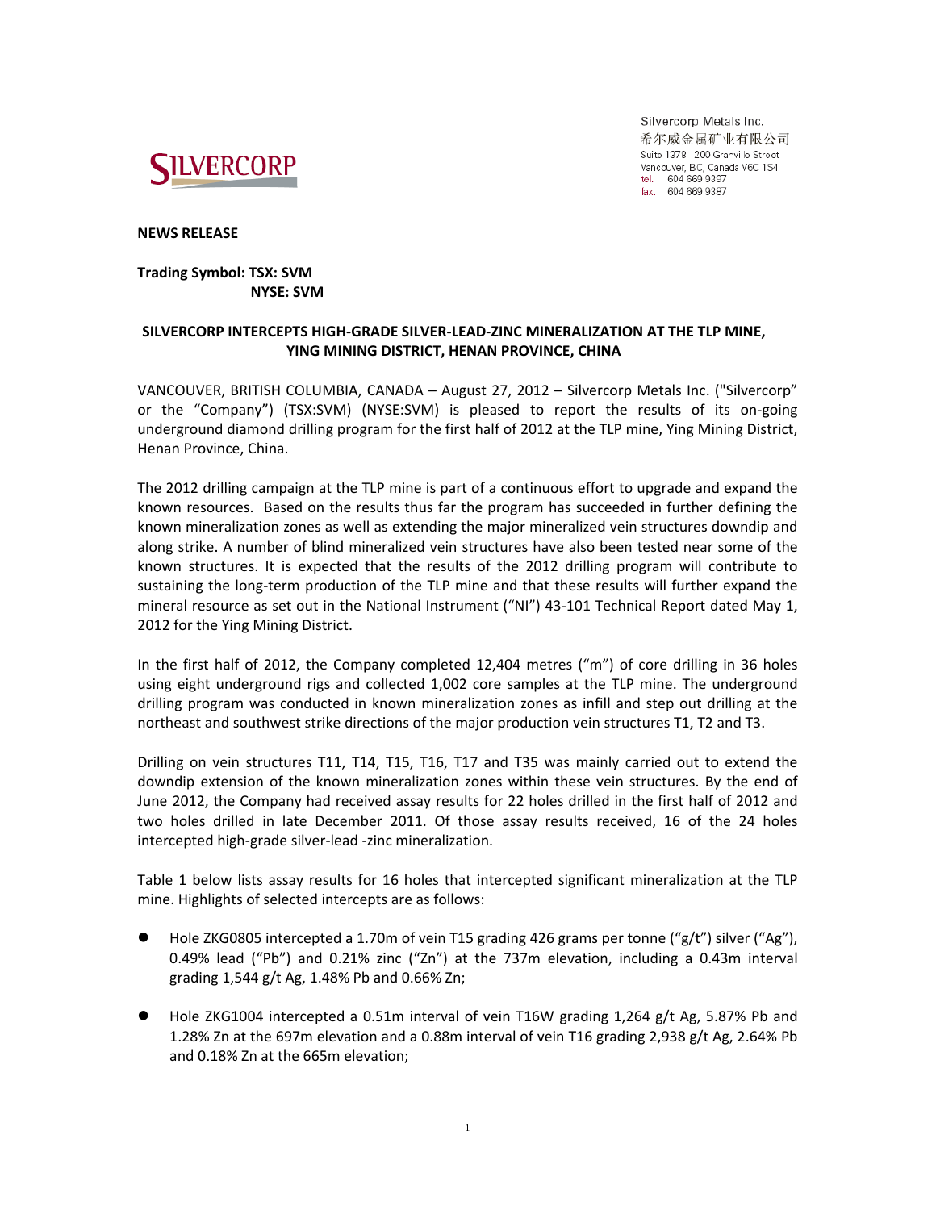Silvercorp Metals Inc.
希尔威金属矿业有限公司
Suite 1378 - 200 Granville Street
Vancouver, BC, Canada V6C 1S4
tel. 604 669 9397
fax. 604 669 9387

**NEWS RELEASE**

**Trading Symbol: TSX: SVM**
**NYSE: SVM**

## SILVERCORP INTERCEPTS HIGH-GRADE SILVER-LEAD-ZINC MINERALIZATION AT THE TLP MINE, YING MINING DISTRICT, HENAN PROVINCE, CHINA

VANCOUVER, BRITISH COLUMBIA, CANADA – August 27, 2012 – Silvercorp Metals Inc. ("Silvercorp" or the "Company") (TSX:SVM) (NYSE:SVM) is pleased to report the results of its on-going underground diamond drilling program for the first half of 2012 at the TLP mine, Ying Mining District, Henan Province, China.

The 2012 drilling campaign at the TLP mine is part of a continuous effort to upgrade and expand the known resources. Based on the results thus far the program has succeeded in further defining the known mineralization zones as well as extending the major mineralized vein structures downdip and along strike. A number of blind mineralized vein structures have also been tested near some of the known structures. It is expected that the results of the 2012 drilling program will contribute to sustaining the long-term production of the TLP mine and that these results will further expand the mineral resource as set out in the National Instrument ("NI") 43-101 Technical Report dated May 1, 2012 for the Ying Mining District.

In the first half of 2012, the Company completed 12,404 metres ("m") of core drilling in 36 holes using eight underground rigs and collected 1,002 core samples at the TLP mine. The underground drilling program was conducted in known mineralization zones as infill and step out drilling at the northeast and southwest strike directions of the major production vein structures T1, T2 and T3.

Drilling on vein structures T11, T14, T15, T16, T17 and T35 was mainly carried out to extend the downdip extension of the known mineralization zones within these vein structures. By the end of June 2012, the Company had received assay results for 22 holes drilled in the first half of 2012 and two holes drilled in late December 2011. Of those assay results received, 16 of the 24 holes intercepted high-grade silver-lead -zinc mineralization.

Table 1 below lists assay results for 16 holes that intercepted significant mineralization at the TLP mine. Highlights of selected intercepts are as follows:

- Hole ZKG0805 intercepted a 1.70m of vein T15 grading 426 grams per tonne ("g/t") silver ("Ag"), 0.49% lead ("Pb") and 0.21% zinc ("Zn") at the 737m elevation, including a 0.43m interval grading 1,544 g/t Ag, 1.48% Pb and 0.66% Zn;
- Hole ZKG1004 intercepted a 0.51m interval of vein T16W grading 1,264 g/t Ag, 5.87% Pb and 1.28% Zn at the 697m elevation and a 0.88m interval of vein T16 grading 2,938 g/t Ag, 2.64% Pb and 0.18% Zn at the 665m elevation;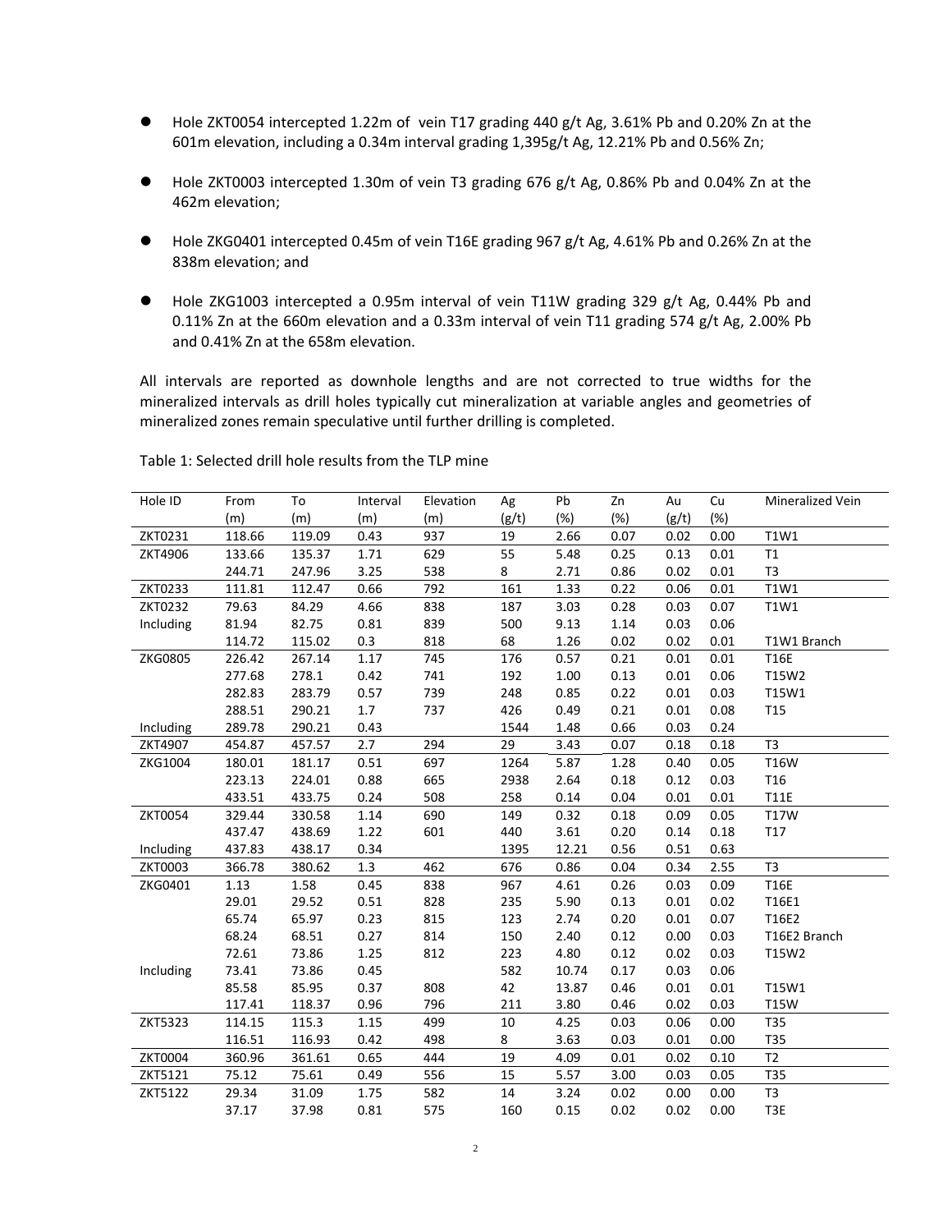- Hole ZKT0054 intercepted 1.22m of vein T17 grading 440 g/t Ag, 3.61% Pb and 0.20% Zn at the 601m elevation, including a 0.34m interval grading 1,395g/t Ag, 12.21% Pb and 0.56% Zn;

- Hole ZKT0003 intercepted 1.30m of vein T3 grading 676 g/t Ag, 0.86% Pb and 0.04% Zn at the 462m elevation;

- Hole ZKG0401 intercepted 0.45m of vein T16E grading 967 g/t Ag, 4.61% Pb and 0.26% Zn at the 838m elevation; and

- Hole ZKG1003 intercepted a 0.95m interval of vein T11W grading 329 g/t Ag, 0.44% Pb and 0.11% Zn at the 660m elevation and a 0.33m interval of vein T11 grading 574 g/t Ag, 2.00% Pb and 0.41% Zn at the 658m elevation.

All intervals are reported as downhole lengths and are not corrected to true widths for the mineralized intervals as drill holes typically cut mineralization at variable angles and geometries of mineralized zones remain speculative until further drilling is completed.

Table 1: Selected drill hole results from the TLP mine

| Hole ID | From (m) | To (m) | Interval (m) | Elevation (m) | Ag (g/t) | Pb (%) | Zn (%) | Au (g/t) | Cu (%) | Mineralized Vein |
|---|---|---|---|---|---|---|---|---|---|---|
| ZKT0231 | 118.66 | 119.09 | 0.43 | 937 | 19 | 2.66 | 0.07 | 0.02 | 0.00 | T1W1 |
| ZKT4906 | 133.66 | 135.37 | 1.71 | 629 | 55 | 5.48 | 0.25 | 0.13 | 0.01 | T1 |
| | 244.71 | 247.96 | 3.25 | 538 | 8 | 2.71 | 0.86 | 0.02 | 0.01 | T3 |
| ZKT0233 | 111.81 | 112.47 | 0.66 | 792 | 161 | 1.33 | 0.22 | 0.06 | 0.01 | T1W1 |
| ZKT0232 | 79.63 | 84.29 | 4.66 | 838 | 187 | 3.03 | 0.28 | 0.03 | 0.07 | T1W1 |
| Including | 81.94 | 82.75 | 0.81 | 839 | 500 | 9.13 | 1.14 | 0.03 | 0.06 | |
| | 114.72 | 115.02 | 0.3 | 818 | 68 | 1.26 | 0.02 | 0.02 | 0.01 | T1W1 Branch |
| ZKG0805 | 226.42 | 267.14 | 1.17 | 745 | 176 | 0.57 | 0.21 | 0.01 | 0.01 | T16E |
| | 277.68 | 278.1 | 0.42 | 741 | 192 | 1.00 | 0.13 | 0.01 | 0.06 | T15W2 |
| | 282.83 | 283.79 | 0.57 | 739 | 248 | 0.85 | 0.22 | 0.01 | 0.03 | T15W1 |
| | 288.51 | 290.21 | 1.7 | 737 | 426 | 0.49 | 0.21 | 0.01 | 0.08 | T15 |
| Including | 289.78 | 290.21 | 0.43 | | 1544 | 1.48 | 0.66 | 0.03 | 0.24 | |
| ZKT4907 | 454.87 | 457.57 | 2.7 | 294 | 29 | 3.43 | 0.07 | 0.18 | 0.18 | T3 |
| ZKG1004 | 180.01 | 181.17 | 0.51 | 697 | 1264 | 5.87 | 1.28 | 0.40 | 0.05 | T16W |
| | 223.13 | 224.01 | 0.88 | 665 | 2938 | 2.64 | 0.18 | 0.12 | 0.03 | T16 |
| | 433.51 | 433.75 | 0.24 | 508 | 258 | 0.14 | 0.04 | 0.01 | 0.01 | T11E |
| ZKT0054 | 329.44 | 330.58 | 1.14 | 690 | 149 | 0.32 | 0.18 | 0.09 | 0.05 | T17W |
| | 437.47 | 438.69 | 1.22 | 601 | 440 | 3.61 | 0.20 | 0.14 | 0.18 | T17 |
| Including | 437.83 | 438.17 | 0.34 | | 1395 | 12.21 | 0.56 | 0.51 | 0.63 | |
| ZKT0003 | 366.78 | 380.62 | 1.3 | 462 | 676 | 0.86 | 0.04 | 0.34 | 2.55 | T3 |
| ZKG0401 | 1.13 | 1.58 | 0.45 | 838 | 967 | 4.61 | 0.26 | 0.03 | 0.09 | T16E |
| | 29.01 | 29.52 | 0.51 | 828 | 235 | 5.90 | 0.13 | 0.01 | 0.02 | T16E1 |
| | 65.74 | 65.97 | 0.23 | 815 | 123 | 2.74 | 0.20 | 0.01 | 0.07 | T16E2 |
| | 68.24 | 68.51 | 0.27 | 814 | 150 | 2.40 | 0.12 | 0.00 | 0.03 | T16E2 Branch |
| | 72.61 | 73.86 | 1.25 | 812 | 223 | 4.80 | 0.12 | 0.02 | 0.03 | T15W2 |
| Including | 73.41 | 73.86 | 0.45 | | 582 | 10.74 | 0.17 | 0.03 | 0.06 | |
| | 85.58 | 85.95 | 0.37 | 808 | 42 | 13.87 | 0.46 | 0.01 | 0.01 | T15W1 |
| | 117.41 | 118.37 | 0.96 | 796 | 211 | 3.80 | 0.46 | 0.02 | 0.03 | T15W |
| ZKT5323 | 114.15 | 115.3 | 1.15 | 499 | 10 | 4.25 | 0.03 | 0.06 | 0.00 | T35 |
| | 116.51 | 116.93 | 0.42 | 498 | 8 | 3.63 | 0.03 | 0.01 | 0.00 | T35 |
| ZKT0004 | 360.96 | 361.61 | 0.65 | 444 | 19 | 4.09 | 0.01 | 0.02 | 0.10 | T2 |
| ZKT5121 | 75.12 | 75.61 | 0.49 | 556 | 15 | 5.57 | 3.00 | 0.03 | 0.05 | T35 |
| ZKT5122 | 29.34 | 31.09 | 1.75 | 582 | 14 | 3.24 | 0.02 | 0.00 | 0.00 | T3 |
| | 37.17 | 37.98 | 0.81 | 575 | 160 | 0.15 | 0.02 | 0.02 | 0.00 | T3E |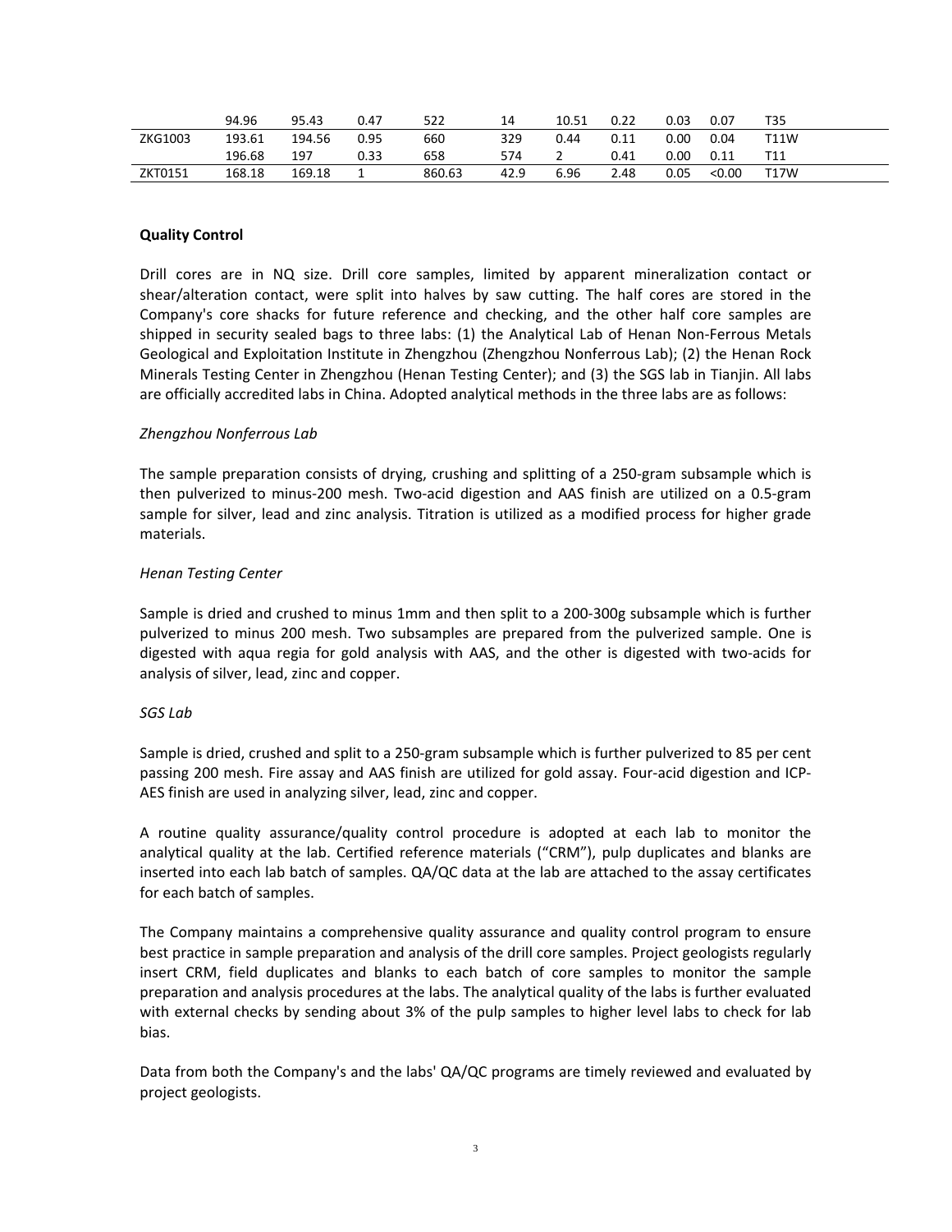|  |  |  |  |  |  |  |  |  |  |  |
|---|---|---|---|---|---|---|---|---|---|---|
|  | 94.96 | 95.43 | 0.47 | 522 | 14 | 10.51 | 0.22 | 0.03 | 0.07 | T35 |
| ZKG1003 | 193.61 | 194.56 | 0.95 | 660 | 329 | 0.44 | 0.11 | 0.00 | 0.04 | T11W |
|  | 196.68 | 197 | 0.33 | 658 | 574 | 2 | 0.41 | 0.00 | 0.11 | T11 |
| ZKT0151 | 168.18 | 169.18 | 1 | 860.63 | 42.9 | 6.96 | 2.48 | 0.05 | <0.00 | T17W |

**Quality Control**

Drill cores are in NQ size. Drill core samples, limited by apparent mineralization contact or shear/alteration contact, were split into halves by saw cutting. The half cores are stored in the Company's core shacks for future reference and checking, and the other half core samples are shipped in security sealed bags to three labs: (1) the Analytical Lab of Henan Non-Ferrous Metals Geological and Exploitation Institute in Zhengzhou (Zhengzhou Nonferrous Lab); (2) the Henan Rock Minerals Testing Center in Zhengzhou (Henan Testing Center); and (3) the SGS lab in Tianjin. All labs are officially accredited labs in China. Adopted analytical methods in the three labs are as follows:

*Zhengzhou Nonferrous Lab*

The sample preparation consists of drying, crushing and splitting of a 250-gram subsample which is then pulverized to minus-200 mesh. Two-acid digestion and AAS finish are utilized on a 0.5-gram sample for silver, lead and zinc analysis. Titration is utilized as a modified process for higher grade materials.

*Henan Testing Center*

Sample is dried and crushed to minus 1mm and then split to a 200-300g subsample which is further pulverized to minus 200 mesh. Two subsamples are prepared from the pulverized sample. One is digested with aqua regia for gold analysis with AAS, and the other is digested with two-acids for analysis of silver, lead, zinc and copper.

*SGS Lab*

Sample is dried, crushed and split to a 250-gram subsample which is further pulverized to 85 per cent passing 200 mesh. Fire assay and AAS finish are utilized for gold assay. Four-acid digestion and ICP-AES finish are used in analyzing silver, lead, zinc and copper.

A routine quality assurance/quality control procedure is adopted at each lab to monitor the analytical quality at the lab. Certified reference materials ("CRM"), pulp duplicates and blanks are inserted into each lab batch of samples. QA/QC data at the lab are attached to the assay certificates for each batch of samples.

The Company maintains a comprehensive quality assurance and quality control program to ensure best practice in sample preparation and analysis of the drill core samples. Project geologists regularly insert CRM, field duplicates and blanks to each batch of core samples to monitor the sample preparation and analysis procedures at the labs. The analytical quality of the labs is further evaluated with external checks by sending about 3% of the pulp samples to higher level labs to check for lab bias.

Data from both the Company's and the labs' QA/QC programs are timely reviewed and evaluated by project geologists.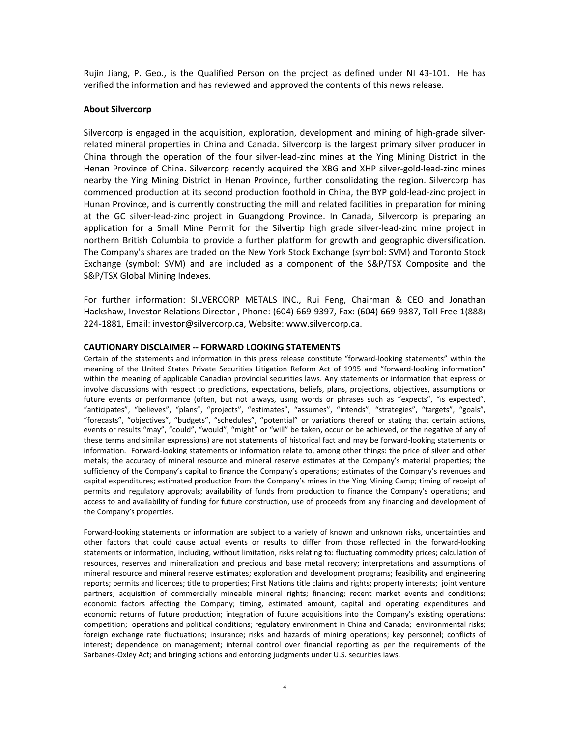Rujin Jiang, P. Geo., is the Qualified Person on the project as defined under NI 43-101. He has verified the information and has reviewed and approved the contents of this news release.

**About Silvercorp**

Silvercorp is engaged in the acquisition, exploration, development and mining of high-grade silver-related mineral properties in China and Canada. Silvercorp is the largest primary silver producer in China through the operation of the four silver-lead-zinc mines at the Ying Mining District in the Henan Province of China. Silvercorp recently acquired the XBG and XHP silver-gold-lead-zinc mines nearby the Ying Mining District in Henan Province, further consolidating the region. Silvercorp has commenced production at its second production foothold in China, the BYP gold-lead-zinc project in Hunan Province, and is currently constructing the mill and related facilities in preparation for mining at the GC silver-lead-zinc project in Guangdong Province. In Canada, Silvercorp is preparing an application for a Small Mine Permit for the Silvertip high grade silver-lead-zinc mine project in northern British Columbia to provide a further platform for growth and geographic diversification. The Company's shares are traded on the New York Stock Exchange (symbol: SVM) and Toronto Stock Exchange (symbol: SVM) and are included as a component of the S&P/TSX Composite and the S&P/TSX Global Mining Indexes.

For further information: SILVERCORP METALS INC., Rui Feng, Chairman & CEO and Jonathan Hackshaw, Investor Relations Director , Phone: (604) 669-9397, Fax: (604) 669-9387, Toll Free 1(888) 224-1881, Email: investor@silvercorp.ca, Website: www.silvercorp.ca.

**CAUTIONARY DISCLAIMER -- FORWARD LOOKING STATEMENTS**

Certain of the statements and information in this press release constitute "forward-looking statements" within the meaning of the United States Private Securities Litigation Reform Act of 1995 and "forward-looking information" within the meaning of applicable Canadian provincial securities laws. Any statements or information that express or involve discussions with respect to predictions, expectations, beliefs, plans, projections, objectives, assumptions or future events or performance (often, but not always, using words or phrases such as "expects", "is expected", "anticipates", "believes", "plans", "projects", "estimates", "assumes", "intends", "strategies", "targets", "goals", "forecasts", "objectives", "budgets", "schedules", "potential" or variations thereof or stating that certain actions, events or results "may", "could", "would", "might" or "will" be taken, occur or be achieved, or the negative of any of these terms and similar expressions) are not statements of historical fact and may be forward-looking statements or information. Forward-looking statements or information relate to, among other things: the price of silver and other metals; the accuracy of mineral resource and mineral reserve estimates at the Company's material properties; the sufficiency of the Company's capital to finance the Company's operations; estimates of the Company's revenues and capital expenditures; estimated production from the Company's mines in the Ying Mining Camp; timing of receipt of permits and regulatory approvals; availability of funds from production to finance the Company's operations; and access to and availability of funding for future construction, use of proceeds from any financing and development of the Company's properties.

Forward-looking statements or information are subject to a variety of known and unknown risks, uncertainties and other factors that could cause actual events or results to differ from those reflected in the forward-looking statements or information, including, without limitation, risks relating to: fluctuating commodity prices; calculation of resources, reserves and mineralization and precious and base metal recovery; interpretations and assumptions of mineral resource and mineral reserve estimates; exploration and development programs; feasibility and engineering reports; permits and licences; title to properties; First Nations title claims and rights; property interests; joint venture partners; acquisition of commercially mineable mineral rights; financing; recent market events and conditions; economic factors affecting the Company; timing, estimated amount, capital and operating expenditures and economic returns of future production; integration of future acquisitions into the Company's existing operations; competition; operations and political conditions; regulatory environment in China and Canada; environmental risks; foreign exchange rate fluctuations; insurance; risks and hazards of mining operations; key personnel; conflicts of interest; dependence on management; internal control over financial reporting as per the requirements of the Sarbanes-Oxley Act; and bringing actions and enforcing judgments under U.S. securities laws.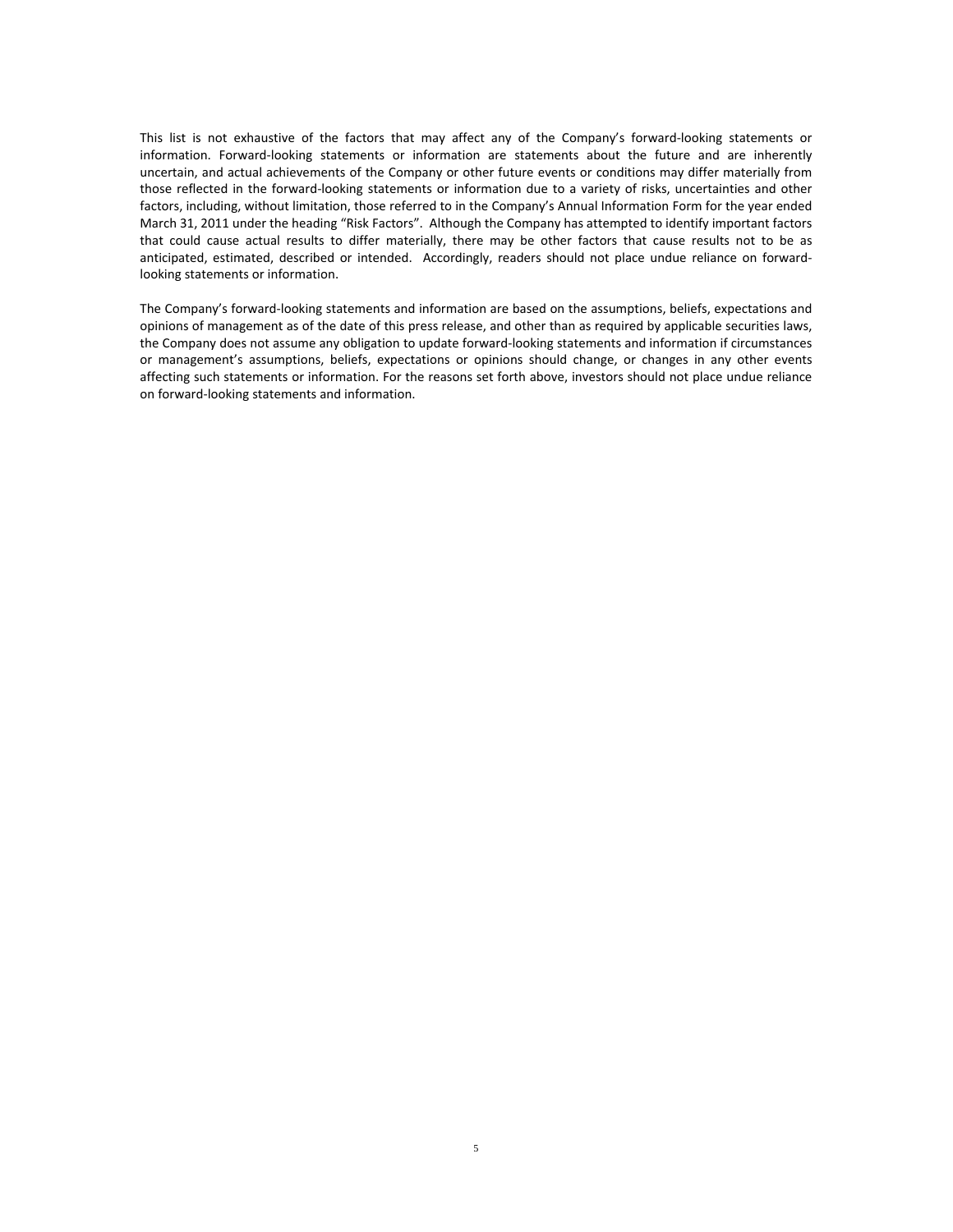This list is not exhaustive of the factors that may affect any of the Company's forward-looking statements or information. Forward-looking statements or information are statements about the future and are inherently uncertain, and actual achievements of the Company or other future events or conditions may differ materially from those reflected in the forward-looking statements or information due to a variety of risks, uncertainties and other factors, including, without limitation, those referred to in the Company's Annual Information Form for the year ended March 31, 2011 under the heading "Risk Factors". Although the Company has attempted to identify important factors that could cause actual results to differ materially, there may be other factors that cause results not to be as anticipated, estimated, described or intended. Accordingly, readers should not place undue reliance on forward-looking statements or information.

The Company's forward-looking statements and information are based on the assumptions, beliefs, expectations and opinions of management as of the date of this press release, and other than as required by applicable securities laws, the Company does not assume any obligation to update forward-looking statements and information if circumstances or management's assumptions, beliefs, expectations or opinions should change, or changes in any other events affecting such statements or information. For the reasons set forth above, investors should not place undue reliance on forward-looking statements and information.